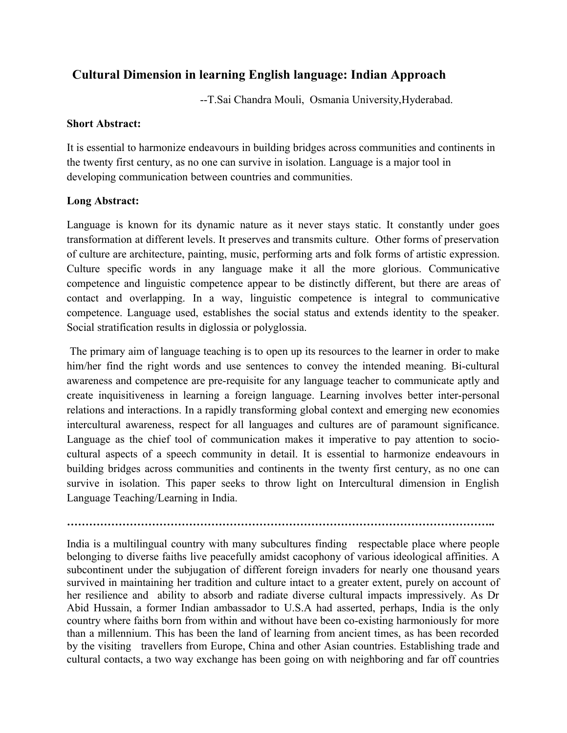# Cultural Dimension in learning English language: Indian Approach

--T.Sai Chandra Mouli, Osmania University,Hyderabad.

**Short Abstract:**

It is essential to harmonize endeavours in building bridges across communities and continents in the twenty first century, as no one can survive in isolation. Language is a major tool in developing communication between countries and communities.

**Long Abstract:**

Language is known for its dynamic nature as it never stays static. It constantly under goes transformation at different levels. It preserves and transmits culture. Other forms of preservation of culture are architecture, painting, music, performing arts and folk forms of artistic expression. Culture specific words in any language make it all the more glorious. Communicative competence and linguistic competence appear to be distinctly different, but there are areas of contact and overlapping. In a way, linguistic competence is integral to communicative competence. Language used, establishes the social status and extends identity to the speaker. Social stratification results in diglossia or polyglossia.

The primary aim of language teaching is to open up its resources to the learner in order to make him/her find the right words and use sentences to convey the intended meaning. Bi-cultural awareness and competence are pre-requisite for any language teacher to communicate aptly and create inquisitiveness in learning a foreign language. Learning involves better inter-personal relations and interactions. In a rapidly transforming global context and emerging new economies intercultural awareness, respect for all languages and cultures are of paramount significance. Language as the chief tool of communication makes it imperative to pay attention to socio-cultural aspects of a speech community in detail. It is essential to harmonize endeavours in building bridges across communities and continents in the twenty first century, as no one can survive in isolation. This paper seeks to throw light on Intercultural dimension in English Language Teaching/Learning in India.

**…………………………………………………………………………………………………..**

India is a multilingual country with many subcultures finding respectable place where people belonging to diverse faiths live peacefully amidst cacophony of various ideological affinities. A subcontinent under the subjugation of different foreign invaders for nearly one thousand years survived in maintaining her tradition and culture intact to a greater extent, purely on account of her resilience and ability to absorb and radiate diverse cultural impacts impressively. As Dr Abid Hussain, a former Indian ambassador to U.S.A had asserted, perhaps, India is the only country where faiths born from within and without have been co-existing harmoniously for more than a millennium. This has been the land of learning from ancient times, as has been recorded by the visiting travellers from Europe, China and other Asian countries. Establishing trade and cultural contacts, a two way exchange has been going on with neighboring and far off countries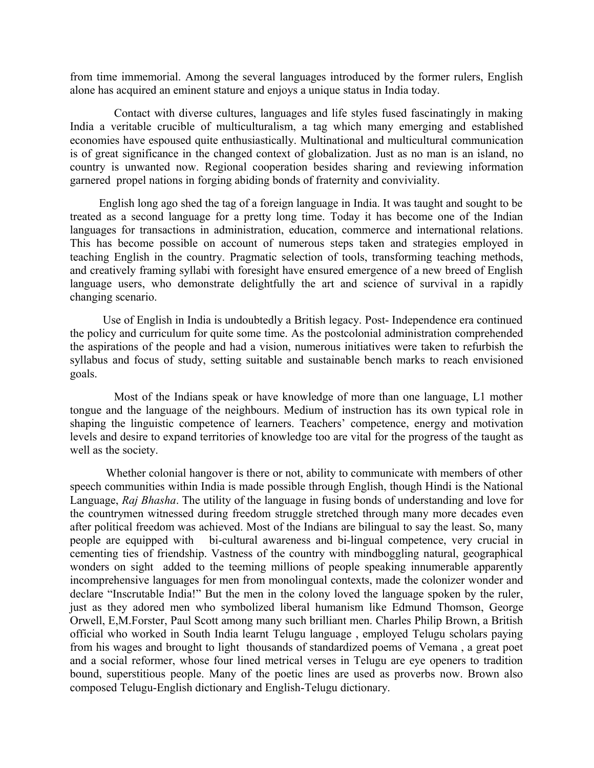from time immemorial. Among the several languages introduced by the former rulers, English alone has acquired an eminent stature and enjoys a unique status in India today.

Contact with diverse cultures, languages and life styles fused fascinatingly in making India a veritable crucible of multiculturalism, a tag which many emerging and established economies have espoused quite enthusiastically. Multinational and multicultural communication is of great significance in the changed context of globalization. Just as no man is an island, no country is unwanted now. Regional cooperation besides sharing and reviewing information garnered propel nations in forging abiding bonds of fraternity and conviviality.

English long ago shed the tag of a foreign language in India. It was taught and sought to be treated as a second language for a pretty long time. Today it has become one of the Indian languages for transactions in administration, education, commerce and international relations. This has become possible on account of numerous steps taken and strategies employed in teaching English in the country. Pragmatic selection of tools, transforming teaching methods, and creatively framing syllabi with foresight have ensured emergence of a new breed of English language users, who demonstrate delightfully the art and science of survival in a rapidly changing scenario.

Use of English in India is undoubtedly a British legacy. Post- Independence era continued the policy and curriculum for quite some time. As the postcolonial administration comprehended the aspirations of the people and had a vision, numerous initiatives were taken to refurbish the syllabus and focus of study, setting suitable and sustainable bench marks to reach envisioned goals.

Most of the Indians speak or have knowledge of more than one language, L1 mother tongue and the language of the neighbours. Medium of instruction has its own typical role in shaping the linguistic competence of learners. Teachers' competence, energy and motivation levels and desire to expand territories of knowledge too are vital for the progress of the taught as well as the society.

Whether colonial hangover is there or not, ability to communicate with members of other speech communities within India is made possible through English, though Hindi is the National Language, *Raj Bhasha*. The utility of the language in fusing bonds of understanding and love for the countrymen witnessed during freedom struggle stretched through many more decades even after political freedom was achieved. Most of the Indians are bilingual to say the least. So, many people are equipped with bi-cultural awareness and bi-lingual competence, very crucial in cementing ties of friendship. Vastness of the country with mindboggling natural, geographical wonders on sight added to the teeming millions of people speaking innumerable apparently incomprehensive languages for men from monolingual contexts, made the colonizer wonder and declare "Inscrutable India!" But the men in the colony loved the language spoken by the ruler, just as they adored men who symbolized liberal humanism like Edmund Thomson, George Orwell, E,M.Forster, Paul Scott among many such brilliant men. Charles Philip Brown, a British official who worked in South India learnt Telugu language , employed Telugu scholars paying from his wages and brought to light thousands of standardized poems of Vemana , a great poet and a social reformer, whose four lined metrical verses in Telugu are eye openers to tradition bound, superstitious people. Many of the poetic lines are used as proverbs now. Brown also composed Telugu-English dictionary and English-Telugu dictionary.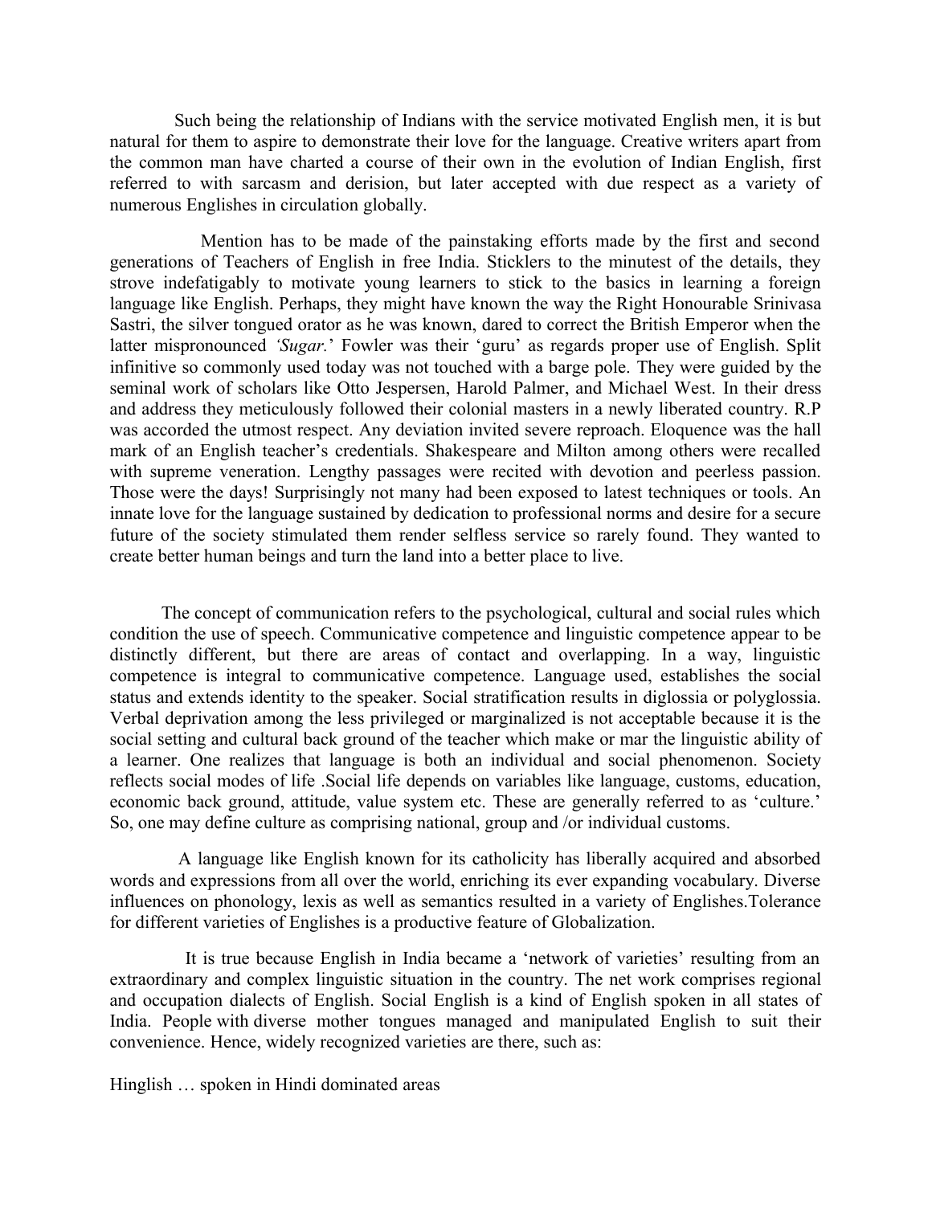Such being the relationship of Indians with the service motivated English men, it is but natural for them to aspire to demonstrate their love for the language. Creative writers apart from the common man have charted a course of their own in the evolution of Indian English, first referred to with sarcasm and derision, but later accepted with due respect as a variety of numerous Englishes in circulation globally.

Mention has to be made of the painstaking efforts made by the first and second generations of Teachers of English in free India. Sticklers to the minutest of the details, they strove indefatigably to motivate young learners to stick to the basics in learning a foreign language like English. Perhaps, they might have known the way the Right Honourable Srinivasa Sastri, the silver tongued orator as he was known, dared to correct the British Emperor when the latter mispronounced *'Sugar.'* Fowler was their 'guru' as regards proper use of English. Split infinitive so commonly used today was not touched with a barge pole. They were guided by the seminal work of scholars like Otto Jespersen, Harold Palmer, and Michael West. In their dress and address they meticulously followed their colonial masters in a newly liberated country. R.P was accorded the utmost respect. Any deviation invited severe reproach. Eloquence was the hall mark of an English teacher's credentials. Shakespeare and Milton among others were recalled with supreme veneration. Lengthy passages were recited with devotion and peerless passion. Those were the days! Surprisingly not many had been exposed to latest techniques or tools. An innate love for the language sustained by dedication to professional norms and desire for a secure future of the society stimulated them render selfless service so rarely found. They wanted to create better human beings and turn the land into a better place to live.

The concept of communication refers to the psychological, cultural and social rules which condition the use of speech. Communicative competence and linguistic competence appear to be distinctly different, but there are areas of contact and overlapping. In a way, linguistic competence is integral to communicative competence. Language used, establishes the social status and extends identity to the speaker. Social stratification results in diglossia or polyglossia. Verbal deprivation among the less privileged or marginalized is not acceptable because it is the social setting and cultural back ground of the teacher which make or mar the linguistic ability of a learner. One realizes that language is both an individual and social phenomenon. Society reflects social modes of life .Social life depends on variables like language, customs, education, economic back ground, attitude, value system etc. These are generally referred to as 'culture.' So, one may define culture as comprising national, group and /or individual customs.

A language like English known for its catholicity has liberally acquired and absorbed words and expressions from all over the world, enriching its ever expanding vocabulary. Diverse influences on phonology, lexis as well as semantics resulted in a variety of Englishes.Tolerance for different varieties of Englishes is a productive feature of Globalization.

It is true because English in India became a 'network of varieties' resulting from an extraordinary and complex linguistic situation in the country. The net work comprises regional and occupation dialects of English. Social English is a kind of English spoken in all states of India. People with diverse mother tongues managed and manipulated English to suit their convenience. Hence, widely recognized varieties are there, such as:

Hinglish … spoken in Hindi dominated areas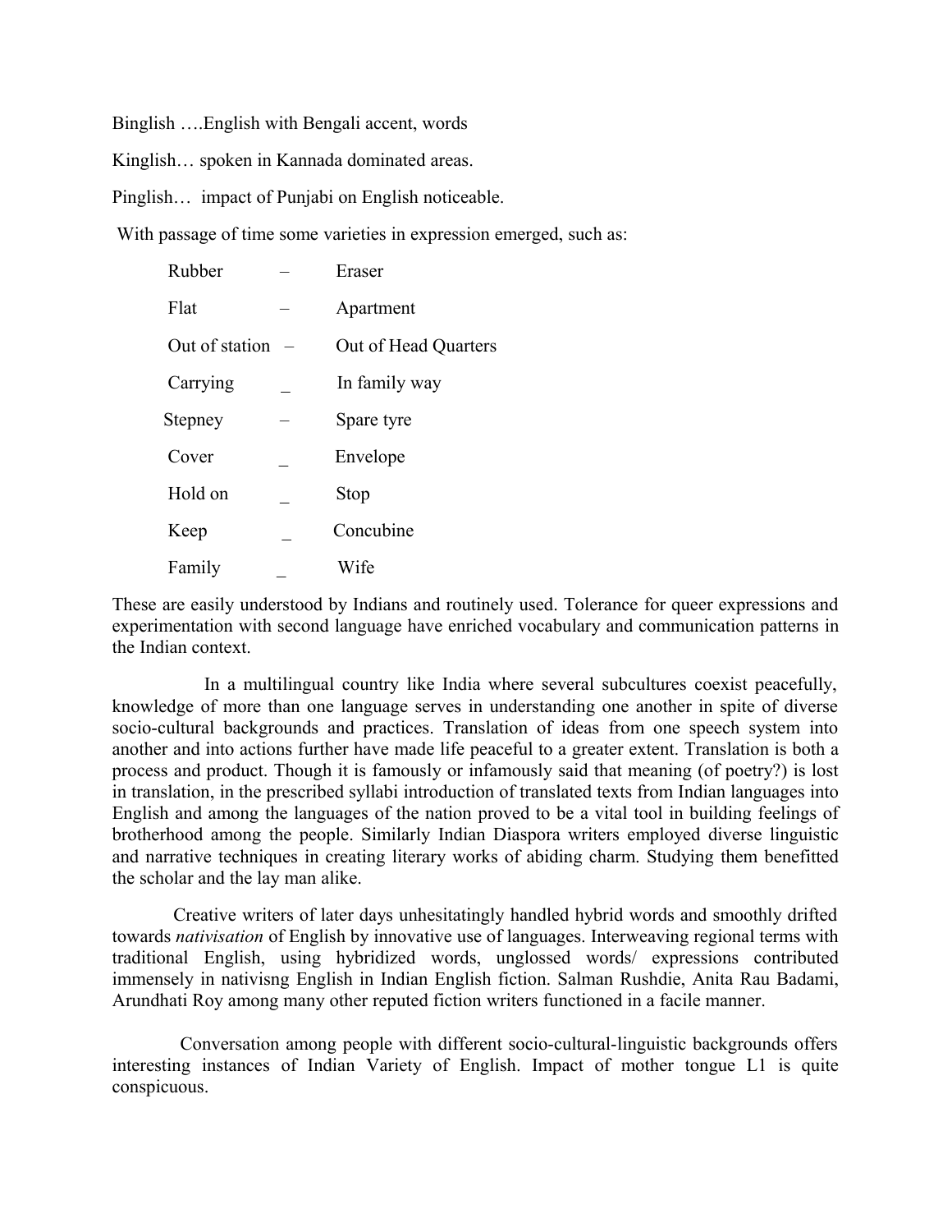Binglish ….English with Bengali accent, words

Kinglish… spoken in Kannada dominated areas.

Pinglish… impact of Punjabi on English noticeable.

With passage of time some varieties in expression emerged, such as:

| | | |
|---|---|---|
| Rubber | – | Eraser |
| Flat | – | Apartment |
| Out of station | – | Out of Head Quarters |
| Carrying | _ | In family way |
| Stepney | – | Spare tyre |
| Cover | _ | Envelope |
| Hold on | _ | Stop |
| Keep | _ | Concubine |
| Family | _ | Wife |

These are easily understood by Indians and routinely used. Tolerance for queer expressions and experimentation with second language have enriched vocabulary and communication patterns in the Indian context.

In a multilingual country like India where several subcultures coexist peacefully, knowledge of more than one language serves in understanding one another in spite of diverse socio-cultural backgrounds and practices. Translation of ideas from one speech system into another and into actions further have made life peaceful to a greater extent. Translation is both a process and product. Though it is famously or infamously said that meaning (of poetry?) is lost in translation, in the prescribed syllabi introduction of translated texts from Indian languages into English and among the languages of the nation proved to be a vital tool in building feelings of brotherhood among the people. Similarly Indian Diaspora writers employed diverse linguistic and narrative techniques in creating literary works of abiding charm. Studying them benefitted the scholar and the lay man alike.

Creative writers of later days unhesitatingly handled hybrid words and smoothly drifted towards *nativisation* of English by innovative use of languages. Interweaving regional terms with traditional English, using hybridized words, unglossed words/ expressions contributed immensely in nativisng English in Indian English fiction. Salman Rushdie, Anita Rau Badami, Arundhati Roy among many other reputed fiction writers functioned in a facile manner.

Conversation among people with different socio-cultural-linguistic backgrounds offers interesting instances of Indian Variety of English. Impact of mother tongue L1 is quite conspicuous.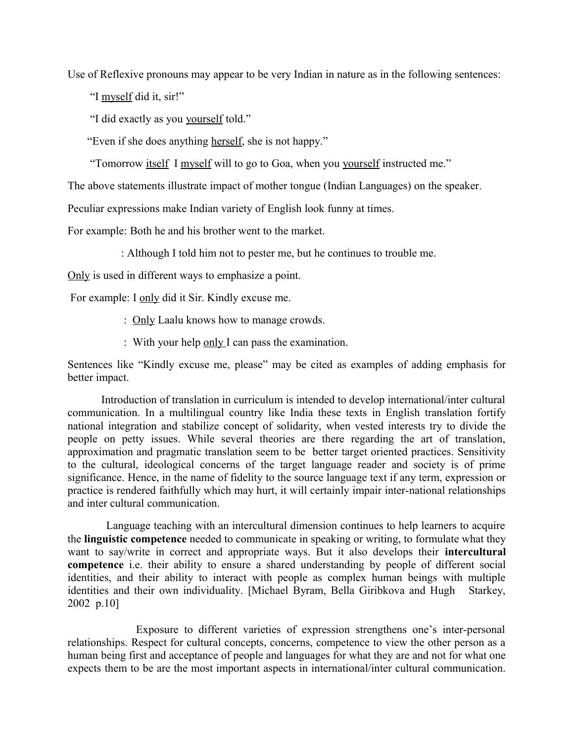Use of Reflexive pronouns may appear to be very Indian in nature as in the following sentences:

"I <u>myself</u> did it, sir!"

"I did exactly as you <u>yourself</u> told."

"Even if she does anything <u>herself</u>, she is not happy."

"Tomorrow <u>itself</u> I <u>myself</u> will to go to Goa, when you <u>yourself</u> instructed me."

The above statements illustrate impact of mother tongue (Indian Languages) on the speaker.

Peculiar expressions make Indian variety of English look funny at times.

For example: Both he and his brother went to the market.

: Although I told him not to pester me, but he continues to trouble me.

<u>Only</u> is used in different ways to emphasize a point.

For example: I <u>only</u> did it Sir. Kindly excuse me.

: <u>Only</u> Laalu knows how to manage crowds.

: With your help <u>only</u> I can pass the examination.

Sentences like "Kindly excuse me, please" may be cited as examples of adding emphasis for better impact.

Introduction of translation in curriculum is intended to develop international/inter cultural communication. In a multilingual country like India these texts in English translation fortify national integration and stabilize concept of solidarity, when vested interests try to divide the people on petty issues. While several theories are there regarding the art of translation, approximation and pragmatic translation seem to be better target oriented practices. Sensitivity to the cultural, ideological concerns of the target language reader and society is of prime significance. Hence, in the name of fidelity to the source language text if any term, expression or practice is rendered faithfully which may hurt, it will certainly impair inter-national relationships and inter cultural communication.

Language teaching with an intercultural dimension continues to help learners to acquire the **linguistic competence** needed to communicate in speaking or writing, to formulate what they want to say/write in correct and appropriate ways. But it also develops their **intercultural competence** i.e. their ability to ensure a shared understanding by people of different social identities, and their ability to interact with people as complex human beings with multiple identities and their own individuality. [Michael Byram, Bella Giribkova and Hugh Starkey, 2002 p.10]

Exposure to different varieties of expression strengthens one's inter-personal relationships. Respect for cultural concepts, concerns, competence to view the other person as a human being first and acceptance of people and languages for what they are and not for what one expects them to be are the most important aspects in international/inter cultural communication.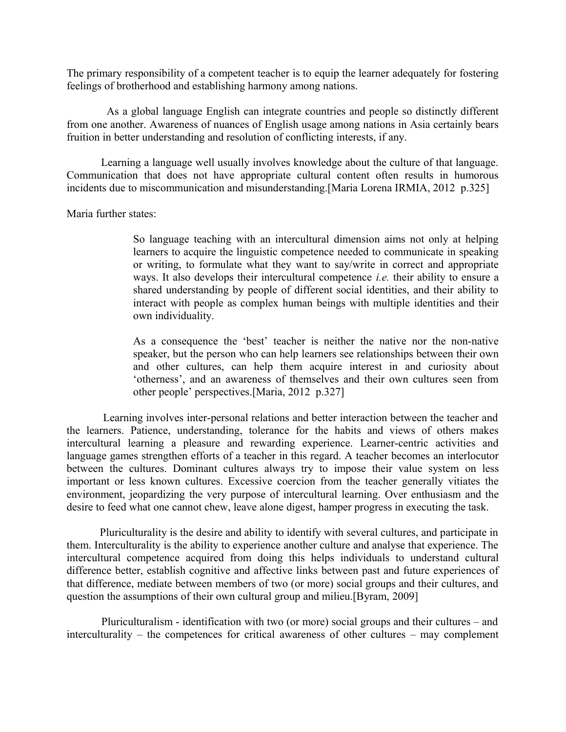The primary responsibility of a competent teacher is to equip the learner adequately for fostering feelings of brotherhood and establishing harmony among nations.

As a global language English can integrate countries and people so distinctly different from one another. Awareness of nuances of English usage among nations in Asia certainly bears fruition in better understanding and resolution of conflicting interests, if any.

Learning a language well usually involves knowledge about the culture of that language. Communication that does not have appropriate cultural content often results in humorous incidents due to miscommunication and misunderstanding.[Maria Lorena IRMIA, 2012 p.325]

Maria further states:

> So language teaching with an intercultural dimension aims not only at helping learners to acquire the linguistic competence needed to communicate in speaking or writing, to formulate what they want to say/write in correct and appropriate ways. It also develops their intercultural competence *i.e.* their ability to ensure a shared understanding by people of different social identities, and their ability to interact with people as complex human beings with multiple identities and their own individuality.
>
> As a consequence the 'best' teacher is neither the native nor the non-native speaker, but the person who can help learners see relationships between their own and other cultures, can help them acquire interest in and curiosity about 'otherness', and an awareness of themselves and their own cultures seen from other people' perspectives.[Maria, 2012 p.327]

Learning involves inter-personal relations and better interaction between the teacher and the learners. Patience, understanding, tolerance for the habits and views of others makes intercultural learning a pleasure and rewarding experience. Learner-centric activities and language games strengthen efforts of a teacher in this regard. A teacher becomes an interlocutor between the cultures. Dominant cultures always try to impose their value system on less important or less known cultures. Excessive coercion from the teacher generally vitiates the environment, jeopardizing the very purpose of intercultural learning. Over enthusiasm and the desire to feed what one cannot chew, leave alone digest, hamper progress in executing the task.

Pluriculturality is the desire and ability to identify with several cultures, and participate in them. Interculturality is the ability to experience another culture and analyse that experience. The intercultural competence acquired from doing this helps individuals to understand cultural difference better, establish cognitive and affective links between past and future experiences of that difference, mediate between members of two (or more) social groups and their cultures, and question the assumptions of their own cultural group and milieu.[Byram, 2009]

Pluriculturalism - identification with two (or more) social groups and their cultures – and interculturality – the competences for critical awareness of other cultures – may complement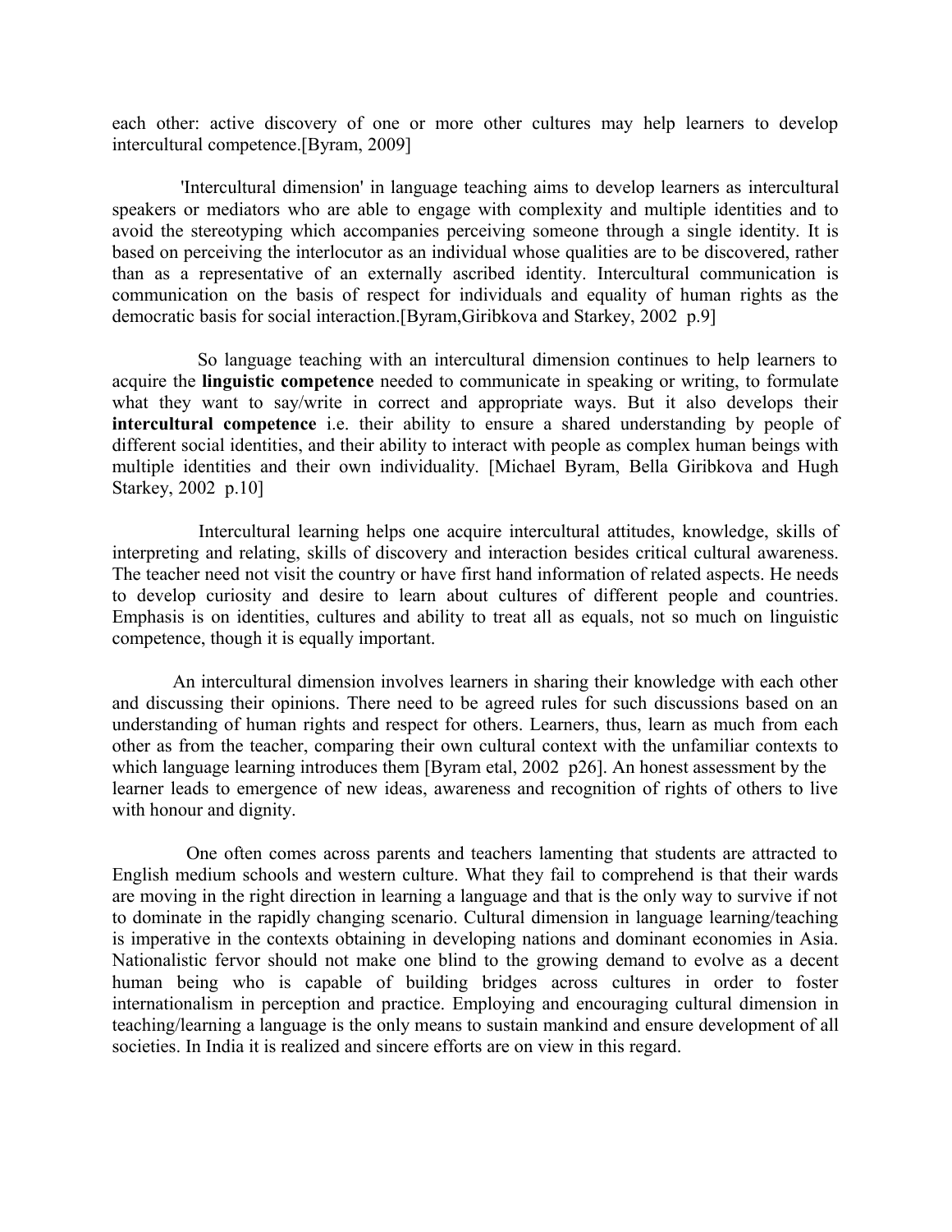each other: active discovery of one or more other cultures may help learners to develop intercultural competence.[Byram, 2009]

'Intercultural dimension' in language teaching aims to develop learners as intercultural speakers or mediators who are able to engage with complexity and multiple identities and to avoid the stereotyping which accompanies perceiving someone through a single identity. It is based on perceiving the interlocutor as an individual whose qualities are to be discovered, rather than as a representative of an externally ascribed identity. Intercultural communication is communication on the basis of respect for individuals and equality of human rights as the democratic basis for social interaction.[Byram,Giribkova and Starkey, 2002 p.9]

So language teaching with an intercultural dimension continues to help learners to acquire the **linguistic competence** needed to communicate in speaking or writing, to formulate what they want to say/write in correct and appropriate ways. But it also develops their **intercultural competence** i.e. their ability to ensure a shared understanding by people of different social identities, and their ability to interact with people as complex human beings with multiple identities and their own individuality. [Michael Byram, Bella Giribkova and Hugh Starkey, 2002 p.10]

Intercultural learning helps one acquire intercultural attitudes, knowledge, skills of interpreting and relating, skills of discovery and interaction besides critical cultural awareness. The teacher need not visit the country or have first hand information of related aspects. He needs to develop curiosity and desire to learn about cultures of different people and countries. Emphasis is on identities, cultures and ability to treat all as equals, not so much on linguistic competence, though it is equally important.

An intercultural dimension involves learners in sharing their knowledge with each other and discussing their opinions. There need to be agreed rules for such discussions based on an understanding of human rights and respect for others. Learners, thus, learn as much from each other as from the teacher, comparing their own cultural context with the unfamiliar contexts to which language learning introduces them [Byram etal, 2002 p26]. An honest assessment by the learner leads to emergence of new ideas, awareness and recognition of rights of others to live with honour and dignity.

One often comes across parents and teachers lamenting that students are attracted to English medium schools and western culture. What they fail to comprehend is that their wards are moving in the right direction in learning a language and that is the only way to survive if not to dominate in the rapidly changing scenario. Cultural dimension in language learning/teaching is imperative in the contexts obtaining in developing nations and dominant economies in Asia. Nationalistic fervor should not make one blind to the growing demand to evolve as a decent human being who is capable of building bridges across cultures in order to foster internationalism in perception and practice. Employing and encouraging cultural dimension in teaching/learning a language is the only means to sustain mankind and ensure development of all societies. In India it is realized and sincere efforts are on view in this regard.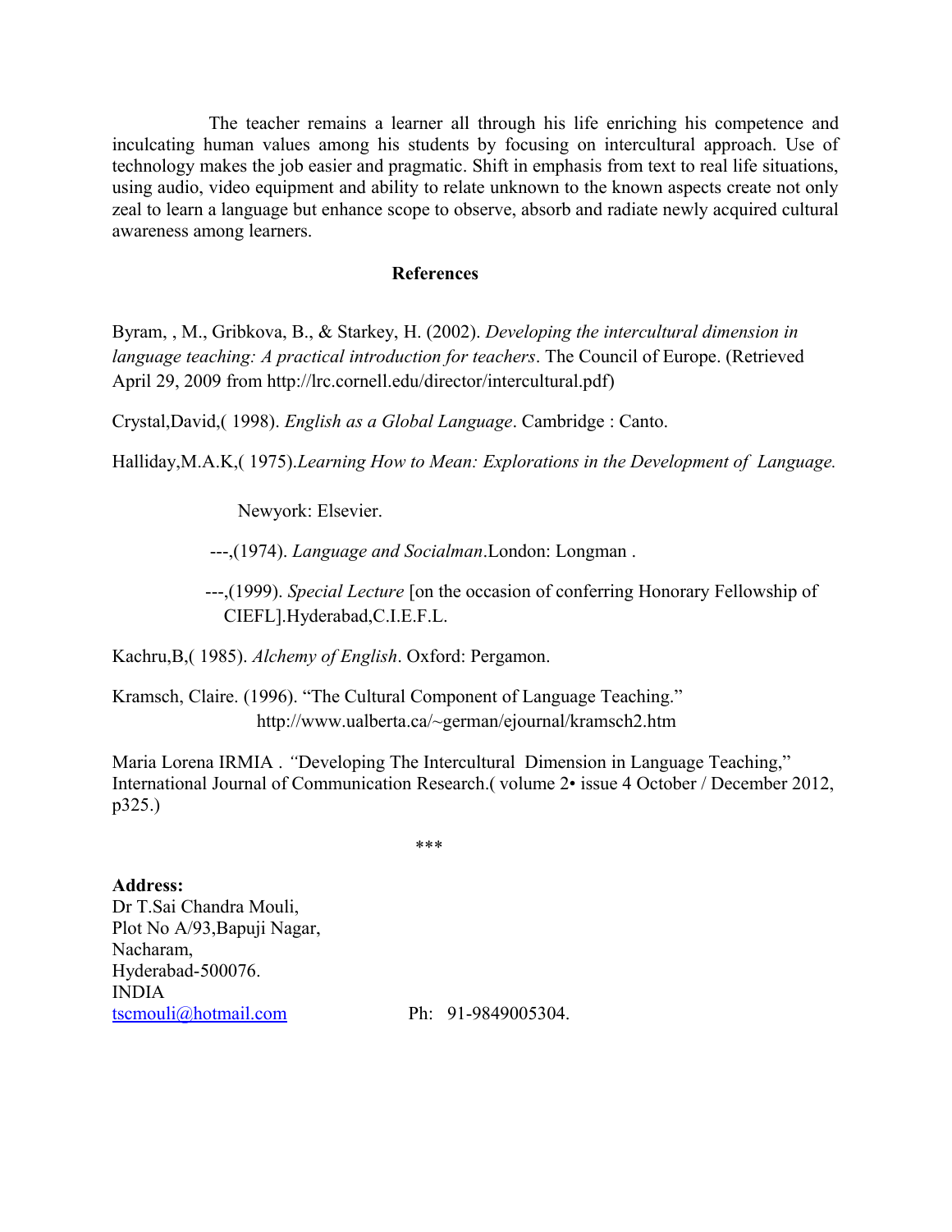The teacher remains a learner all through his life enriching his competence and inculcating human values among his students by focusing on intercultural approach. Use of technology makes the job easier and pragmatic. Shift in emphasis from text to real life situations, using audio, video equipment and ability to relate unknown to the known aspects create not only zeal to learn a language but enhance scope to observe, absorb and radiate newly acquired cultural awareness among learners.

## References

Byram, , M., Gribkova, B., & Starkey, H. (2002). *Developing the intercultural dimension in language teaching: A practical introduction for teachers*. The Council of Europe. (Retrieved April 29, 2009 from http://lrc.cornell.edu/director/intercultural.pdf)

Crystal,David,( 1998). *English as a Global Language*. Cambridge : Canto.

Halliday,M.A.K,( 1975).*Learning How to Mean: Explorations in the Development of Language.* Newyork: Elsevier.

---,(1974). *Language and Socialman*.London: Longman .

---,(1999). *Special Lecture* [on the occasion of conferring Honorary Fellowship of CIEFL].Hyderabad,C.I.E.F.L.

Kachru,B,( 1985). *Alchemy of English*. Oxford: Pergamon.

Kramsch, Claire. (1996). "The Cultural Component of Language Teaching." http://www.ualberta.ca/~german/ejournal/kramsch2.htm

Maria Lorena IRMIA . *"*Developing The Intercultural Dimension in Language Teaching," International Journal of Communication Research.( volume 2• issue 4 October / December 2012, p325.)

***

**Address:**
Dr T.Sai Chandra Mouli,
Plot No A/93,Bapuji Nagar,
Nacharam,
Hyderabad-500076.
INDIA
tscmouli@hotmail.com Ph: 91-9849005304.